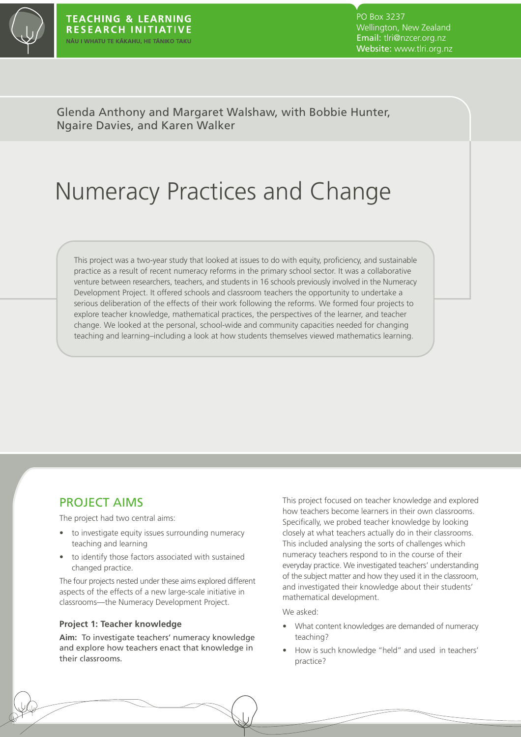TEACHING & LEARNING RESEARCH INITIATIVE
NĀU I WHATU TE KĀKAHU, HE TĀNIKO TAKU

PO Box 3237
Wellington, New Zealand
**Email:** tlri@nzcer.org.nz
**Website:** www.tlri.org.nz

Glenda Anthony and Margaret Walshaw, with Bobbie Hunter, Ngaire Davies, and Karen Walker

# Numeracy Practices and Change

This project was a two-year study that looked at issues to do with equity, proficiency, and sustainable practice as a result of recent numeracy reforms in the primary school sector. It was a collaborative venture between researchers, teachers, and students in 16 schools previously involved in the Numeracy Development Project. It offered schools and classroom teachers the opportunity to undertake a serious deliberation of the effects of their work following the reforms. We formed four projects to explore teacher knowledge, mathematical practices, the perspectives of the learner, and teacher change. We looked at the personal, school-wide and community capacities needed for changing teaching and learning–including a look at how students themselves viewed mathematics learning.

## PROJECT AIMS

The project had two central aims:

- to investigate equity issues surrounding numeracy teaching and learning
- to identify those factors associated with sustained changed practice.

The four projects nested under these aims explored different aspects of the effects of a new large-scale initiative in classrooms—the Numeracy Development Project.

### Project 1: Teacher knowledge

**Aim:** To investigate teachers' numeracy knowledge and explore how teachers enact that knowledge in their classrooms.

This project focused on teacher knowledge and explored how teachers become learners in their own classrooms. Specifically, we probed teacher knowledge by looking closely at what teachers actually do in their classrooms. This included analysing the sorts of challenges which numeracy teachers respond to in the course of their everyday practice. We investigated teachers' understanding of the subject matter and how they used it in the classroom, and investigated their knowledge about their students' mathematical development.

We asked:

- What content knowledges are demanded of numeracy teaching?
- How is such knowledge "held" and used in teachers' practice?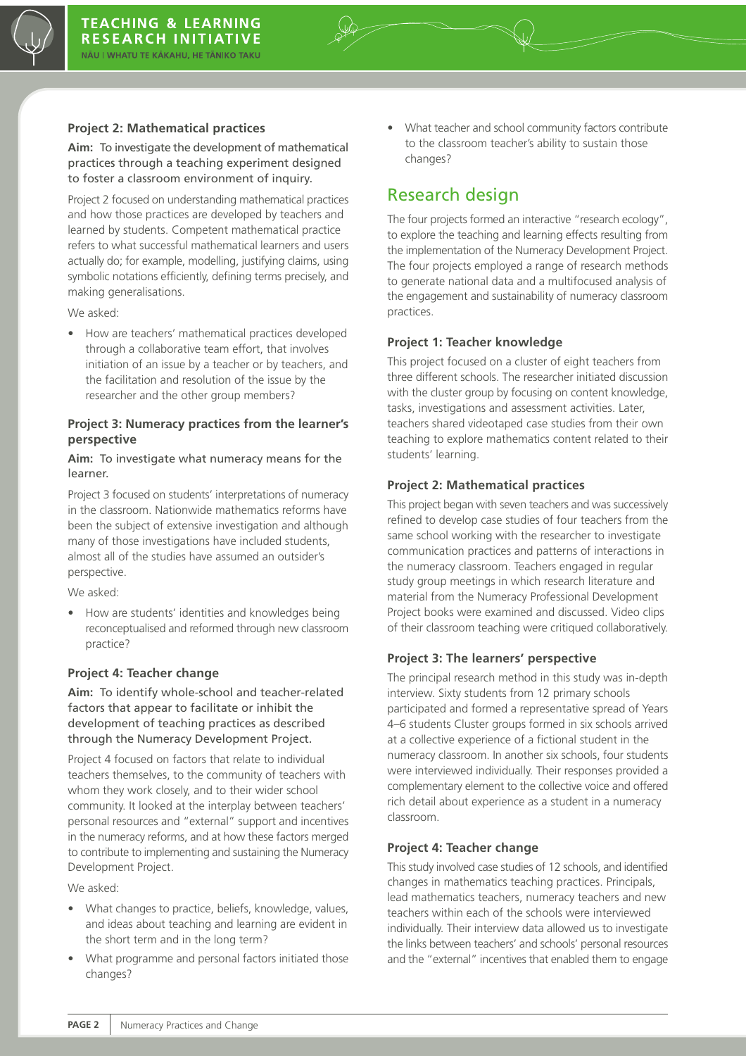### Project 2: Mathematical practices

**Aim:** To investigate the development of mathematical practices through a teaching experiment designed to foster a classroom environment of inquiry.

Project 2 focused on understanding mathematical practices and how those practices are developed by teachers and learned by students. Competent mathematical practice refers to what successful mathematical learners and users actually do; for example, modelling, justifying claims, using symbolic notations efficiently, defining terms precisely, and making generalisations.

We asked:

- How are teachers' mathematical practices developed through a collaborative team effort, that involves initiation of an issue by a teacher or by teachers, and the facilitation and resolution of the issue by the researcher and the other group members?

### Project 3: Numeracy practices from the learner's perspective

**Aim:** To investigate what numeracy means for the learner.

Project 3 focused on students' interpretations of numeracy in the classroom. Nationwide mathematics reforms have been the subject of extensive investigation and although many of those investigations have included students, almost all of the studies have assumed an outsider's perspective.

We asked:

- How are students' identities and knowledges being reconceptualised and reformed through new classroom practice?

### Project 4: Teacher change

**Aim:** To identify whole-school and teacher-related factors that appear to facilitate or inhibit the development of teaching practices as described through the Numeracy Development Project.

Project 4 focused on factors that relate to individual teachers themselves, to the community of teachers with whom they work closely, and to their wider school community. It looked at the interplay between teachers' personal resources and "external" support and incentives in the numeracy reforms, and at how these factors merged to contribute to implementing and sustaining the Numeracy Development Project.

We asked:

- What changes to practice, beliefs, knowledge, values, and ideas about teaching and learning are evident in the short term and in the long term?
- What programme and personal factors initiated those changes?
- What teacher and school community factors contribute to the classroom teacher's ability to sustain those changes?

## Research design

The four projects formed an interactive "research ecology", to explore the teaching and learning effects resulting from the implementation of the Numeracy Development Project. The four projects employed a range of research methods to generate national data and a multifocused analysis of the engagement and sustainability of numeracy classroom practices.

### Project 1: Teacher knowledge

This project focused on a cluster of eight teachers from three different schools. The researcher initiated discussion with the cluster group by focusing on content knowledge, tasks, investigations and assessment activities. Later, teachers shared videotaped case studies from their own teaching to explore mathematics content related to their students' learning.

### Project 2: Mathematical practices

This project began with seven teachers and was successively refined to develop case studies of four teachers from the same school working with the researcher to investigate communication practices and patterns of interactions in the numeracy classroom. Teachers engaged in regular study group meetings in which research literature and material from the Numeracy Professional Development Project books were examined and discussed. Video clips of their classroom teaching were critiqued collaboratively.

### Project 3: The learners' perspective

The principal research method in this study was in-depth interview. Sixty students from 12 primary schools participated and formed a representative spread of Years 4–6 students Cluster groups formed in six schools arrived at a collective experience of a fictional student in the numeracy classroom. In another six schools, four students were interviewed individually. Their responses provided a complementary element to the collective voice and offered rich detail about experience as a student in a numeracy classroom.

### Project 4: Teacher change

This study involved case studies of 12 schools, and identified changes in mathematics teaching practices. Principals, lead mathematics teachers, numeracy teachers and new teachers within each of the schools were interviewed individually. Their interview data allowed us to investigate the links between teachers' and schools' personal resources and the "external" incentives that enabled them to engage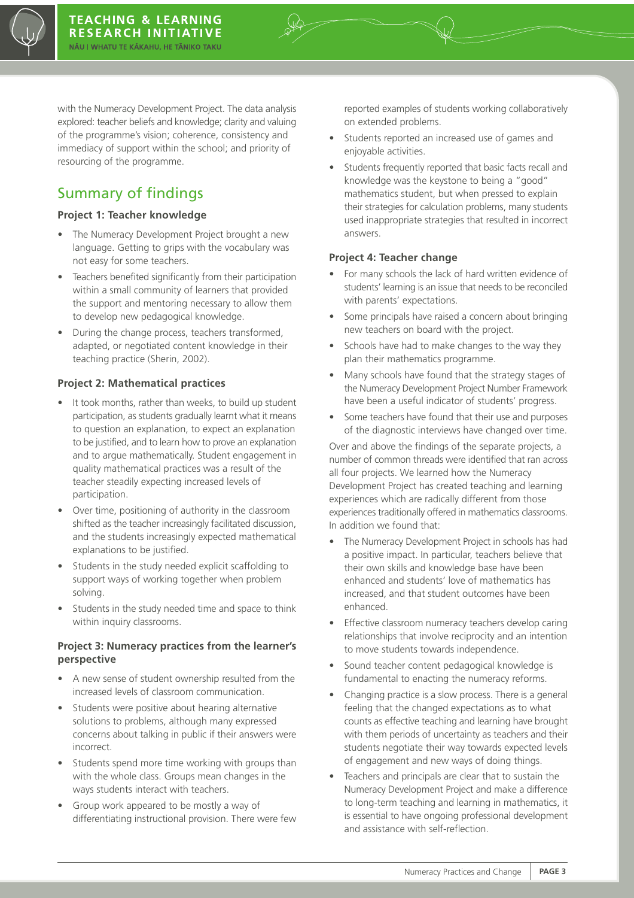with the Numeracy Development Project. The data analysis explored: teacher beliefs and knowledge; clarity and valuing of the programme's vision; coherence, consistency and immediacy of support within the school; and priority of resourcing of the programme.

## Summary of findings

### Project 1: Teacher knowledge

- The Numeracy Development Project brought a new language. Getting to grips with the vocabulary was not easy for some teachers.
- Teachers benefited significantly from their participation within a small community of learners that provided the support and mentoring necessary to allow them to develop new pedagogical knowledge.
- During the change process, teachers transformed, adapted, or negotiated content knowledge in their teaching practice (Sherin, 2002).

### Project 2: Mathematical practices

- It took months, rather than weeks, to build up student participation, as students gradually learnt what it means to question an explanation, to expect an explanation to be justified, and to learn how to prove an explanation and to argue mathematically. Student engagement in quality mathematical practices was a result of the teacher steadily expecting increased levels of participation.
- Over time, positioning of authority in the classroom shifted as the teacher increasingly facilitated discussion, and the students increasingly expected mathematical explanations to be justified.
- Students in the study needed explicit scaffolding to support ways of working together when problem solving.
- Students in the study needed time and space to think within inquiry classrooms.

### Project 3: Numeracy practices from the learner's perspective

- A new sense of student ownership resulted from the increased levels of classroom communication.
- Students were positive about hearing alternative solutions to problems, although many expressed concerns about talking in public if their answers were incorrect.
- Students spend more time working with groups than with the whole class. Groups mean changes in the ways students interact with teachers.
- Group work appeared to be mostly a way of differentiating instructional provision. There were few reported examples of students working collaboratively on extended problems.
- Students reported an increased use of games and enjoyable activities.
- Students frequently reported that basic facts recall and knowledge was the keystone to being a "good" mathematics student, but when pressed to explain their strategies for calculation problems, many students used inappropriate strategies that resulted in incorrect answers.

### Project 4: Teacher change

- For many schools the lack of hard written evidence of students' learning is an issue that needs to be reconciled with parents' expectations.
- Some principals have raised a concern about bringing new teachers on board with the project.
- Schools have had to make changes to the way they plan their mathematics programme.
- Many schools have found that the strategy stages of the Numeracy Development Project Number Framework have been a useful indicator of students' progress.
- Some teachers have found that their use and purposes of the diagnostic interviews have changed over time.

Over and above the findings of the separate projects, a number of common threads were identified that ran across all four projects. We learned how the Numeracy Development Project has created teaching and learning experiences which are radically different from those experiences traditionally offered in mathematics classrooms. In addition we found that:

- The Numeracy Development Project in schools has had a positive impact. In particular, teachers believe that their own skills and knowledge base have been enhanced and students' love of mathematics has increased, and that student outcomes have been enhanced.
- Effective classroom numeracy teachers develop caring relationships that involve reciprocity and an intention to move students towards independence.
- Sound teacher content pedagogical knowledge is fundamental to enacting the numeracy reforms.
- Changing practice is a slow process. There is a general feeling that the changed expectations as to what counts as effective teaching and learning have brought with them periods of uncertainty as teachers and their students negotiate their way towards expected levels of engagement and new ways of doing things.
- Teachers and principals are clear that to sustain the Numeracy Development Project and make a difference to long-term teaching and learning in mathematics, it is essential to have ongoing professional development and assistance with self-reflection.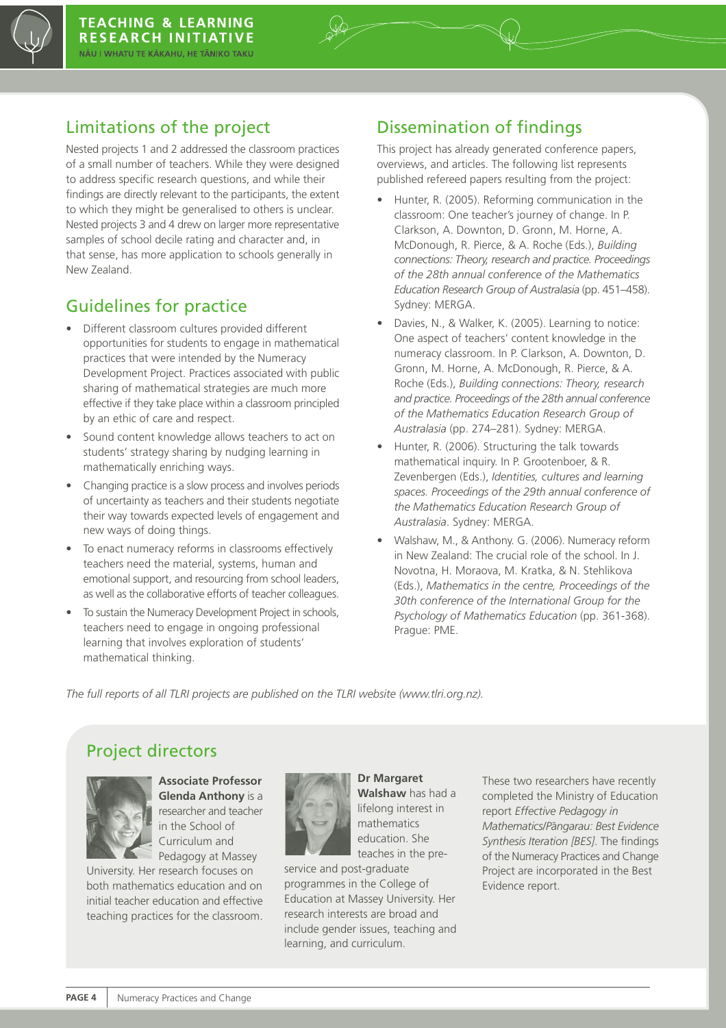## Limitations of the project

Nested projects 1 and 2 addressed the classroom practices of a small number of teachers. While they were designed to address specific research questions, and while their findings are directly relevant to the participants, the extent to which they might be generalised to others is unclear. Nested projects 3 and 4 drew on larger more representative samples of school decile rating and character and, in that sense, has more application to schools generally in New Zealand.

## Guidelines for practice

- Different classroom cultures provided different opportunities for students to engage in mathematical practices that were intended by the Numeracy Development Project. Practices associated with public sharing of mathematical strategies are much more effective if they take place within a classroom principled by an ethic of care and respect.
- Sound content knowledge allows teachers to act on students' strategy sharing by nudging learning in mathematically enriching ways.
- Changing practice is a slow process and involves periods of uncertainty as teachers and their students negotiate their way towards expected levels of engagement and new ways of doing things.
- To enact numeracy reforms in classrooms effectively teachers need the material, systems, human and emotional support, and resourcing from school leaders, as well as the collaborative efforts of teacher colleagues.
- To sustain the Numeracy Development Project in schools, teachers need to engage in ongoing professional learning that involves exploration of students' mathematical thinking.

## Dissemination of findings

This project has already generated conference papers, overviews, and articles. The following list represents published refereed papers resulting from the project:

- Hunter, R. (2005). Reforming communication in the classroom: One teacher's journey of change. In P. Clarkson, A. Downton, D. Gronn, M. Horne, A. McDonough, R. Pierce, & A. Roche (Eds.), *Building connections: Theory, research and practice. Proceedings of the 28th annual conference of the Mathematics Education Research Group of Australasia* (pp. 451–458). Sydney: MERGA.
- Davies, N., & Walker, K. (2005). Learning to notice: One aspect of teachers' content knowledge in the numeracy classroom. In P. Clarkson, A. Downton, D. Gronn, M. Horne, A. McDonough, R. Pierce, & A. Roche (Eds.), *Building connections: Theory, research and practice. Proceedings of the 28th annual conference of the Mathematics Education Research Group of Australasia* (pp. 274–281). Sydney: MERGA.
- Hunter, R. (2006). Structuring the talk towards mathematical inquiry. In P. Grootenboer, & R. Zevenbergen (Eds.), *Identities, cultures and learning spaces. Proceedings of the 29th annual conference of the Mathematics Education Research Group of Australasia*. Sydney: MERGA.
- Walshaw, M., & Anthony. G. (2006). Numeracy reform in New Zealand: The crucial role of the school. In J. Novotna, H. Moraova, M. Kratka, & N. Stehlikova (Eds.), *Mathematics in the centre, Proceedings of the 30th conference of the International Group for the Psychology of Mathematics Education* (pp. 361-368). Prague: PME.

*The full reports of all TLRI projects are published on the TLRI website (www.tlri.org.nz).*

## Project directors

**Associate Professor Glenda Anthony** is a researcher and teacher in the School of Curriculum and Pedagogy at Massey University. Her research focuses on both mathematics education and on initial teacher education and effective teaching practices for the classroom.

**Dr Margaret Walshaw** has had a lifelong interest in mathematics education. She teaches in the pre-service and post-graduate programmes in the College of Education at Massey University. Her research interests are broad and include gender issues, teaching and learning, and curriculum.

These two researchers have recently completed the Ministry of Education report *Effective Pedagogy in Mathematics/Pāngarau: Best Evidence Synthesis Iteration [BES]*. The findings of the Numeracy Practices and Change Project are incorporated in the Best Evidence report.